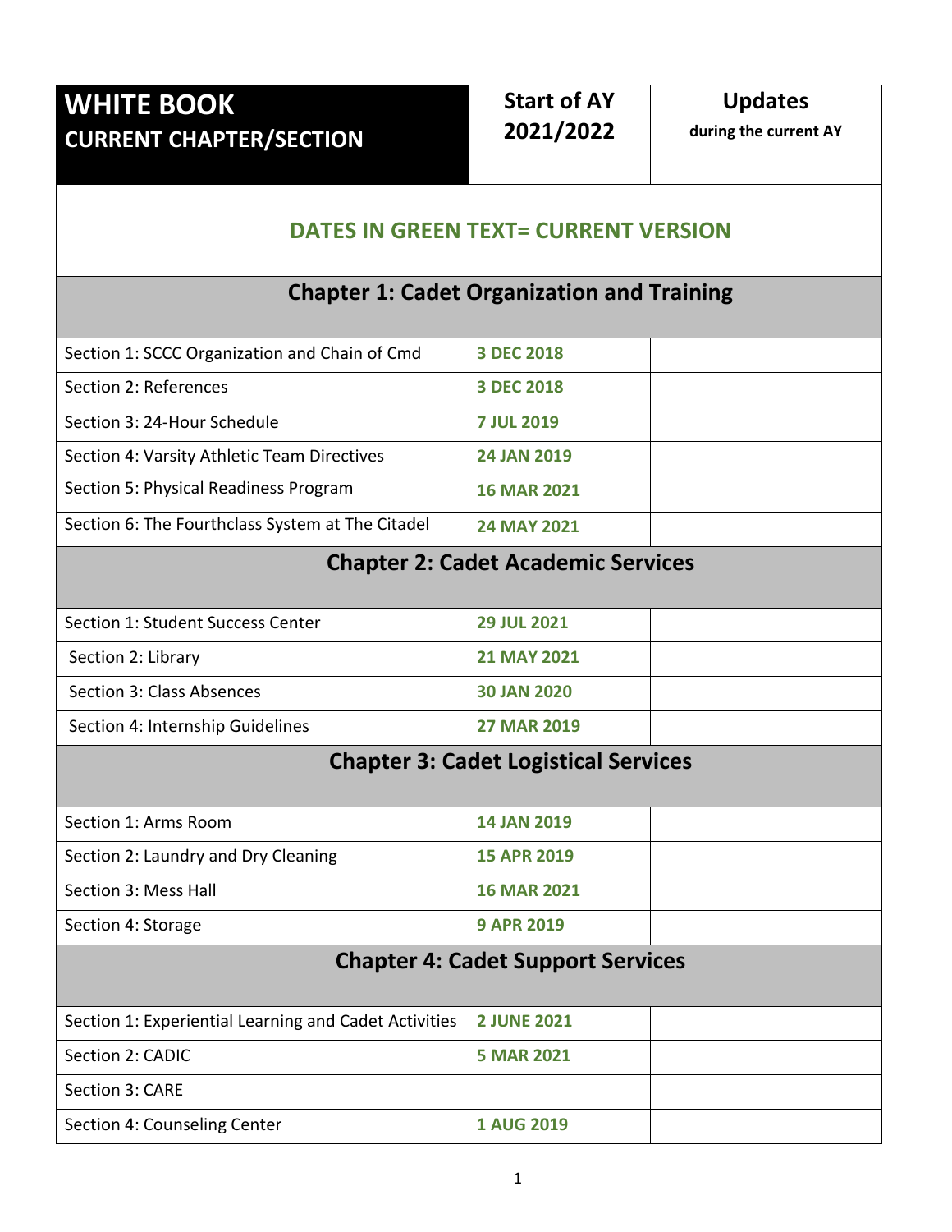| **WHITE BOOK CURRENT CHAPTER/SECTION** | **Start of AY 2021/2022** | **Updates** during the current AY |
|---|---|---|
| **DATES IN GREEN TEXT= CURRENT VERSION** | | |
| **Chapter 1: Cadet Organization and Training** | | |
| Section 1: SCCC Organization and Chain of Cmd | **3 DEC 2018** | |
| Section 2: References | **3 DEC 2018** | |
| Section 3: 24-Hour Schedule | **7 JUL 2019** | |
| Section 4: Varsity Athletic Team Directives | **24 JAN 2019** | |
| Section 5: Physical Readiness Program | **16 MAR 2021** | |
| Section 6: The Fourthclass System at The Citadel | **24 MAY 2021** | |
| **Chapter 2: Cadet Academic Services** | | |
| Section 1: Student Success Center | **29 JUL 2021** | |
| Section 2: Library | **21 MAY 2021** | |
| Section 3: Class Absences | **30 JAN 2020** | |
| Section 4: Internship Guidelines | **27 MAR 2019** | |
| **Chapter 3: Cadet Logistical Services** | | |
| Section 1: Arms Room | **14 JAN 2019** | |
| Section 2: Laundry and Dry Cleaning | **15 APR 2019** | |
| Section 3: Mess Hall | **16 MAR 2021** | |
| Section 4: Storage | **9 APR 2019** | |
| **Chapter 4: Cadet Support Services** | | |
| Section 1: Experiential Learning and Cadet Activities | **2 JUNE 2021** | |
| Section 2: CADIC | **5 MAR 2021** | |
| Section 3: CARE | | |
| Section 4: Counseling Center | **1 AUG 2019** | |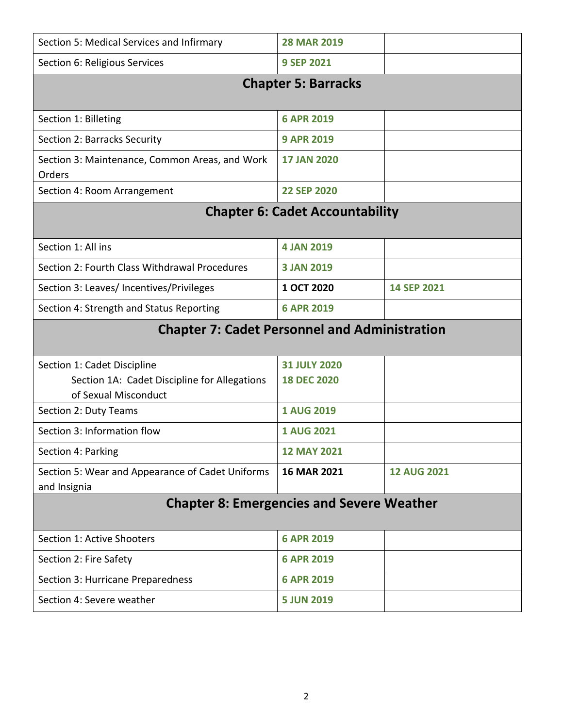| | | |
|---|---|---|
| Section 5: Medical Services and Infirmary | **28 MAR 2019** | |
| Section 6: Religious Services | **9 SEP 2021** | |
| **Chapter 5: Barracks** | | |
| Section 1: Billeting | **6 APR 2019** | |
| Section 2: Barracks Security | **9 APR 2019** | |
| Section 3: Maintenance, Common Areas, and Work Orders | **17 JAN 2020** | |
| Section 4: Room Arrangement | **22 SEP 2020** | |
| **Chapter 6: Cadet Accountability** | | |
| Section 1: All ins | **4 JAN 2019** | |
| Section 2: Fourth Class Withdrawal Procedures | **3 JAN 2019** | |
| Section 3: Leaves/ Incentives/Privileges | **1 OCT 2020** | **14 SEP 2021** |
| Section 4: Strength and Status Reporting | **6 APR 2019** | |
| **Chapter 7: Cadet Personnel and Administration** | | |
| Section 1: Cadet Discipline<br>Section 1A: Cadet Discipline for Allegations of Sexual Misconduct | **31 JULY 2020**<br>**18 DEC 2020** | |
| Section 2: Duty Teams | **1 AUG 2019** | |
| Section 3: Information flow | **1 AUG 2021** | |
| Section 4: Parking | **12 MAY 2021** | |
| Section 5: Wear and Appearance of Cadet Uniforms and Insignia | **16 MAR 2021** | **12 AUG 2021** |
| **Chapter 8: Emergencies and Severe Weather** | | |
| Section 1: Active Shooters | **6 APR 2019** | |
| Section 2: Fire Safety | **6 APR 2019** | |
| Section 3: Hurricane Preparedness | **6 APR 2019** | |
| Section 4: Severe weather | **5 JUN 2019** | |